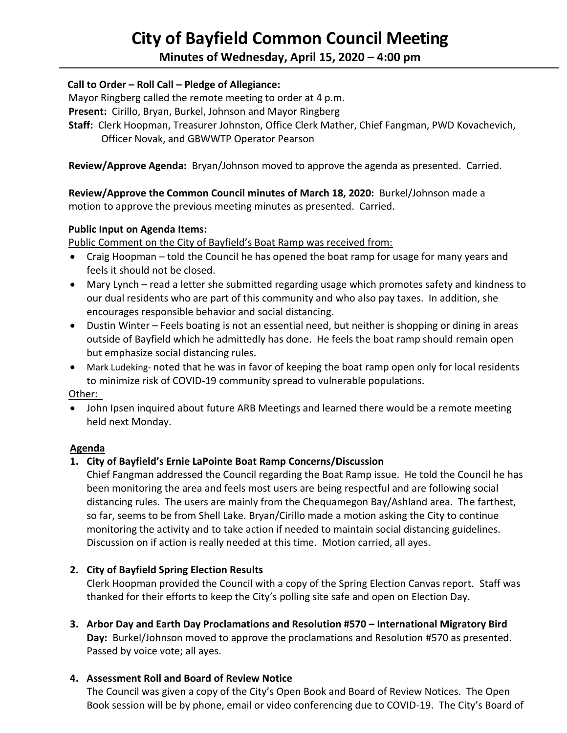# City of Bayfield Common Council Meeting

## Minutes of Wednesday, April 15, 2020 – 4:00 pm

**Call to Order – Roll Call – Pledge of Allegiance:**

Mayor Ringberg called the remote meeting to order at 4 p.m.

**Present:** Cirillo, Bryan, Burkel, Johnson and Mayor Ringberg

**Staff:** Clerk Hoopman, Treasurer Johnston, Office Clerk Mather, Chief Fangman, PWD Kovachevich, Officer Novak, and GBWWTP Operator Pearson

**Review/Approve Agenda:** Bryan/Johnson moved to approve the agenda as presented. Carried.

**Review/Approve the Common Council minutes of March 18, 2020:** Burkel/Johnson made a motion to approve the previous meeting minutes as presented. Carried.

**Public Input on Agenda Items:**

Public Comment on the City of Bayfield's Boat Ramp was received from:

- Craig Hoopman – told the Council he has opened the boat ramp for usage for many years and feels it should not be closed.
- Mary Lynch – read a letter she submitted regarding usage which promotes safety and kindness to our dual residents who are part of this community and who also pay taxes. In addition, she encourages responsible behavior and social distancing.
- Dustin Winter – Feels boating is not an essential need, but neither is shopping or dining in areas outside of Bayfield which he admittedly has done. He feels the boat ramp should remain open but emphasize social distancing rules.
- Mark Ludeking- noted that he was in favor of keeping the boat ramp open only for local residents to minimize risk of COVID-19 community spread to vulnerable populations.

Other:

- John Ipsen inquired about future ARB Meetings and learned there would be a remote meeting held next Monday.

**Agenda**

1. **City of Bayfield's Ernie LaPointe Boat Ramp Concerns/Discussion**
   Chief Fangman addressed the Council regarding the Boat Ramp issue. He told the Council he has been monitoring the area and feels most users are being respectful and are following social distancing rules. The users are mainly from the Chequamegon Bay/Ashland area. The farthest, so far, seems to be from Shell Lake. Bryan/Cirillo made a motion asking the City to continue monitoring the activity and to take action if needed to maintain social distancing guidelines. Discussion on if action is really needed at this time. Motion carried, all ayes.

2. **City of Bayfield Spring Election Results**
   Clerk Hoopman provided the Council with a copy of the Spring Election Canvas report. Staff was thanked for their efforts to keep the City's polling site safe and open on Election Day.

3. **Arbor Day and Earth Day Proclamations and Resolution #570 – International Migratory Bird Day:** Burkel/Johnson moved to approve the proclamations and Resolution #570 as presented. Passed by voice vote; all ayes.

4. **Assessment Roll and Board of Review Notice**
   The Council was given a copy of the City's Open Book and Board of Review Notices. The Open Book session will be by phone, email or video conferencing due to COVID-19. The City's Board of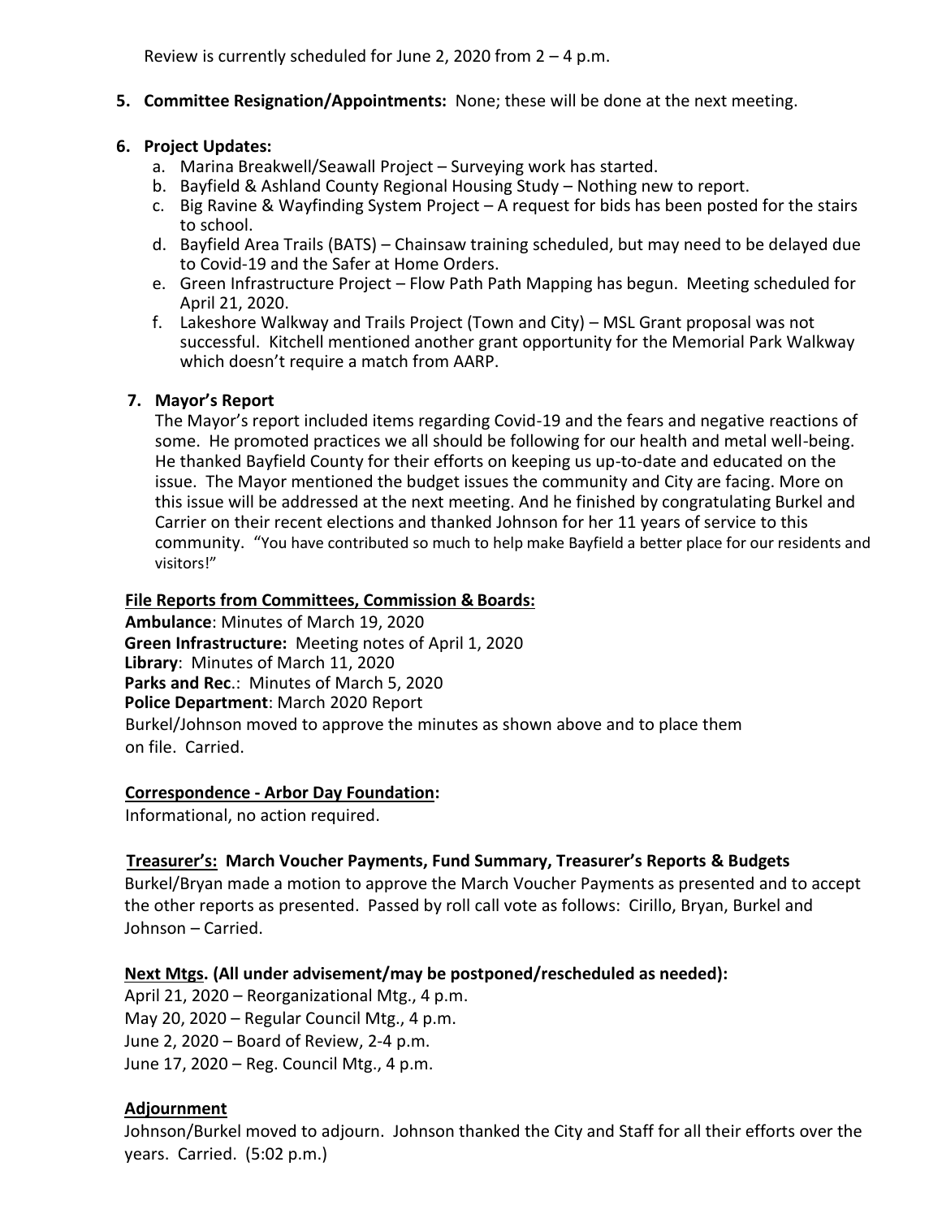Review is currently scheduled for June 2, 2020 from 2 – 4 p.m.

**5. Committee Resignation/Appointments:** None; these will be done at the next meeting.

**6. Project Updates:**

a. Marina Breakwell/Seawall Project – Surveying work has started.

b. Bayfield & Ashland County Regional Housing Study – Nothing new to report.

c. Big Ravine & Wayfinding System Project – A request for bids has been posted for the stairs to school.

d. Bayfield Area Trails (BATS) – Chainsaw training scheduled, but may need to be delayed due to Covid-19 and the Safer at Home Orders.

e. Green Infrastructure Project – Flow Path Path Mapping has begun. Meeting scheduled for April 21, 2020.

f. Lakeshore Walkway and Trails Project (Town and City) – MSL Grant proposal was not successful. Kitchell mentioned another grant opportunity for the Memorial Park Walkway which doesn't require a match from AARP.

**7. Mayor's Report**

The Mayor's report included items regarding Covid-19 and the fears and negative reactions of some. He promoted practices we all should be following for our health and metal well-being. He thanked Bayfield County for their efforts on keeping us up-to-date and educated on the issue. The Mayor mentioned the budget issues the community and City are facing. More on this issue will be addressed at the next meeting. And he finished by congratulating Burkel and Carrier on their recent elections and thanked Johnson for her 11 years of service to this community. "You have contributed so much to help make Bayfield a better place for our residents and visitors!"

**File Reports from Committees, Commission & Boards:**

**Ambulance**: Minutes of March 19, 2020
**Green Infrastructure:** Meeting notes of April 1, 2020
**Library**: Minutes of March 11, 2020
**Parks and Rec**.: Minutes of March 5, 2020
**Police Department**: March 2020 Report
Burkel/Johnson moved to approve the minutes as shown above and to place them on file. Carried.

**Correspondence - Arbor Day Foundation:**

Informational, no action required.

**Treasurer's: March Voucher Payments, Fund Summary, Treasurer's Reports & Budgets**

Burkel/Bryan made a motion to approve the March Voucher Payments as presented and to accept the other reports as presented. Passed by roll call vote as follows: Cirillo, Bryan, Burkel and Johnson – Carried.

**Next Mtgs. (All under advisement/may be postponed/rescheduled as needed):**

April 21, 2020 – Reorganizational Mtg., 4 p.m.
May 20, 2020 – Regular Council Mtg., 4 p.m.
June 2, 2020 – Board of Review, 2-4 p.m.
June 17, 2020 – Reg. Council Mtg., 4 p.m.

**Adjournment**

Johnson/Burkel moved to adjourn. Johnson thanked the City and Staff for all their efforts over the years. Carried. (5:02 p.m.)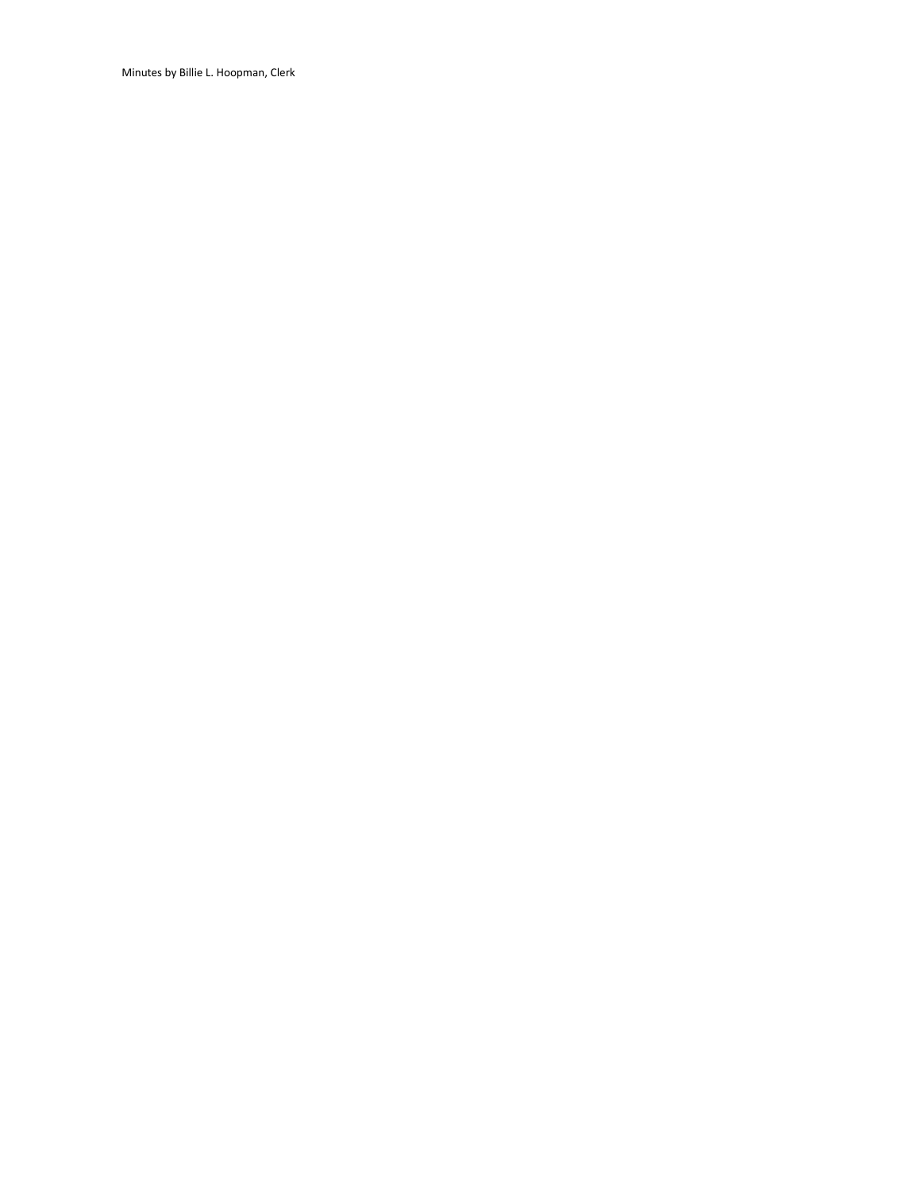Minutes by Billie L. Hoopman, Clerk